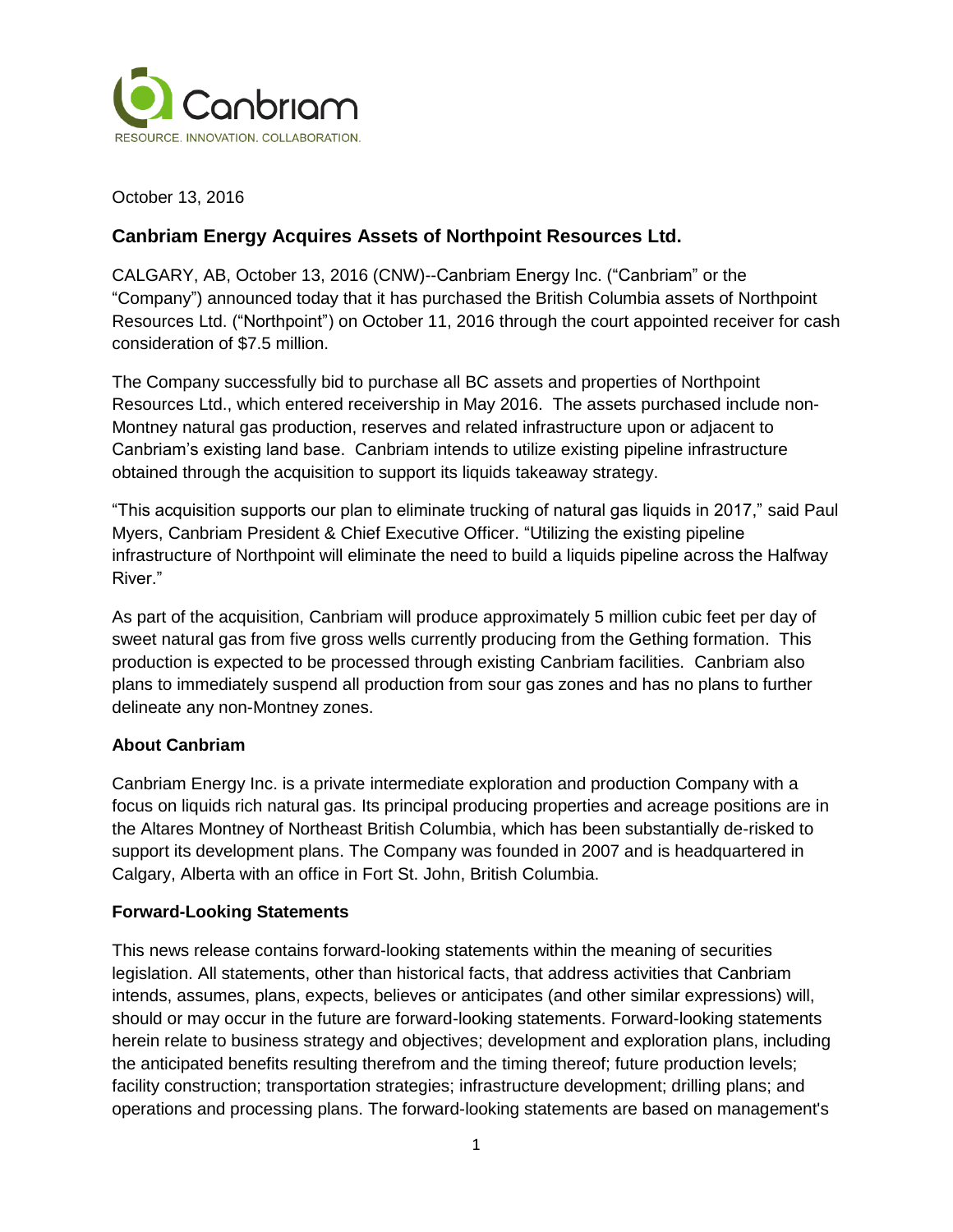Canbriam

RESOURCE. INNOVATION. COLLABORATION.

October 13, 2016

## Canbriam Energy Acquires Assets of Northpoint Resources Ltd.

CALGARY, AB, October 13, 2016 (CNW)--Canbriam Energy Inc. ("Canbriam" or the "Company") announced today that it has purchased the British Columbia assets of Northpoint Resources Ltd. ("Northpoint") on October 11, 2016 through the court appointed receiver for cash consideration of $7.5 million.

The Company successfully bid to purchase all BC assets and properties of Northpoint Resources Ltd., which entered receivership in May 2016. The assets purchased include non-Montney natural gas production, reserves and related infrastructure upon or adjacent to Canbriam's existing land base. Canbriam intends to utilize existing pipeline infrastructure obtained through the acquisition to support its liquids takeaway strategy.

"This acquisition supports our plan to eliminate trucking of natural gas liquids in 2017," said Paul Myers, Canbriam President & Chief Executive Officer. "Utilizing the existing pipeline infrastructure of Northpoint will eliminate the need to build a liquids pipeline across the Halfway River."

As part of the acquisition, Canbriam will produce approximately 5 million cubic feet per day of sweet natural gas from five gross wells currently producing from the Gething formation. This production is expected to be processed through existing Canbriam facilities. Canbriam also plans to immediately suspend all production from sour gas zones and has no plans to further delineate any non-Montney zones.

### About Canbriam

Canbriam Energy Inc. is a private intermediate exploration and production Company with a focus on liquids rich natural gas. Its principal producing properties and acreage positions are in the Altares Montney of Northeast British Columbia, which has been substantially de-risked to support its development plans. The Company was founded in 2007 and is headquartered in Calgary, Alberta with an office in Fort St. John, British Columbia.

### Forward-Looking Statements

This news release contains forward-looking statements within the meaning of securities legislation. All statements, other than historical facts, that address activities that Canbriam intends, assumes, plans, expects, believes or anticipates (and other similar expressions) will, should or may occur in the future are forward-looking statements. Forward-looking statements herein relate to business strategy and objectives; development and exploration plans, including the anticipated benefits resulting therefrom and the timing thereof; future production levels; facility construction; transportation strategies; infrastructure development; drilling plans; and operations and processing plans. The forward-looking statements are based on management's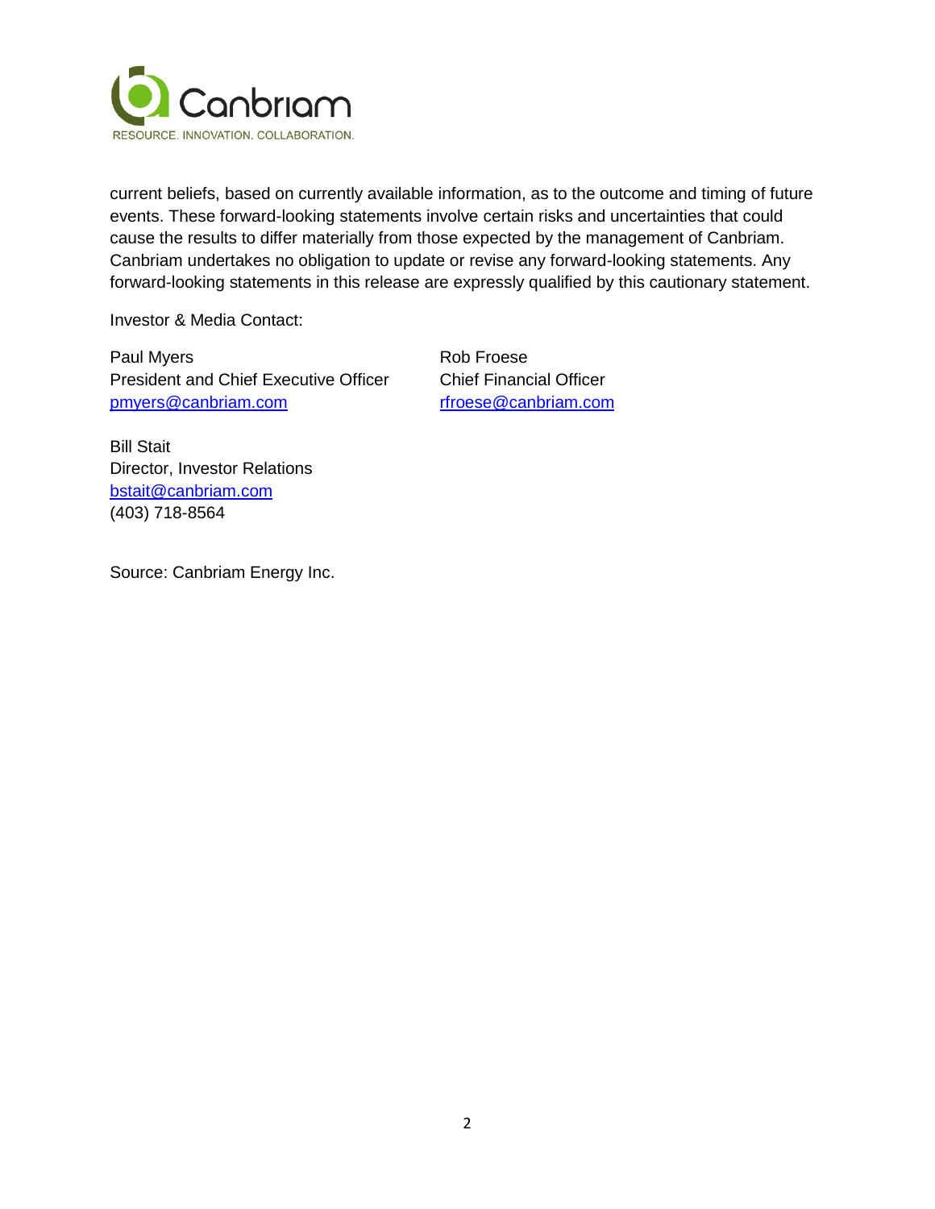current beliefs, based on currently available information, as to the outcome and timing of future events. These forward-looking statements involve certain risks and uncertainties that could cause the results to differ materially from those expected by the management of Canbriam. Canbriam undertakes no obligation to update or revise any forward-looking statements. Any forward-looking statements in this release are expressly qualified by this cautionary statement.

Investor & Media Contact:

Paul Myers
President and Chief Executive Officer
pmyers@canbriam.com

Rob Froese
Chief Financial Officer
rfroese@canbriam.com

Bill Stait
Director, Investor Relations
bstait@canbriam.com
(403) 718-8564

Source: Canbriam Energy Inc.